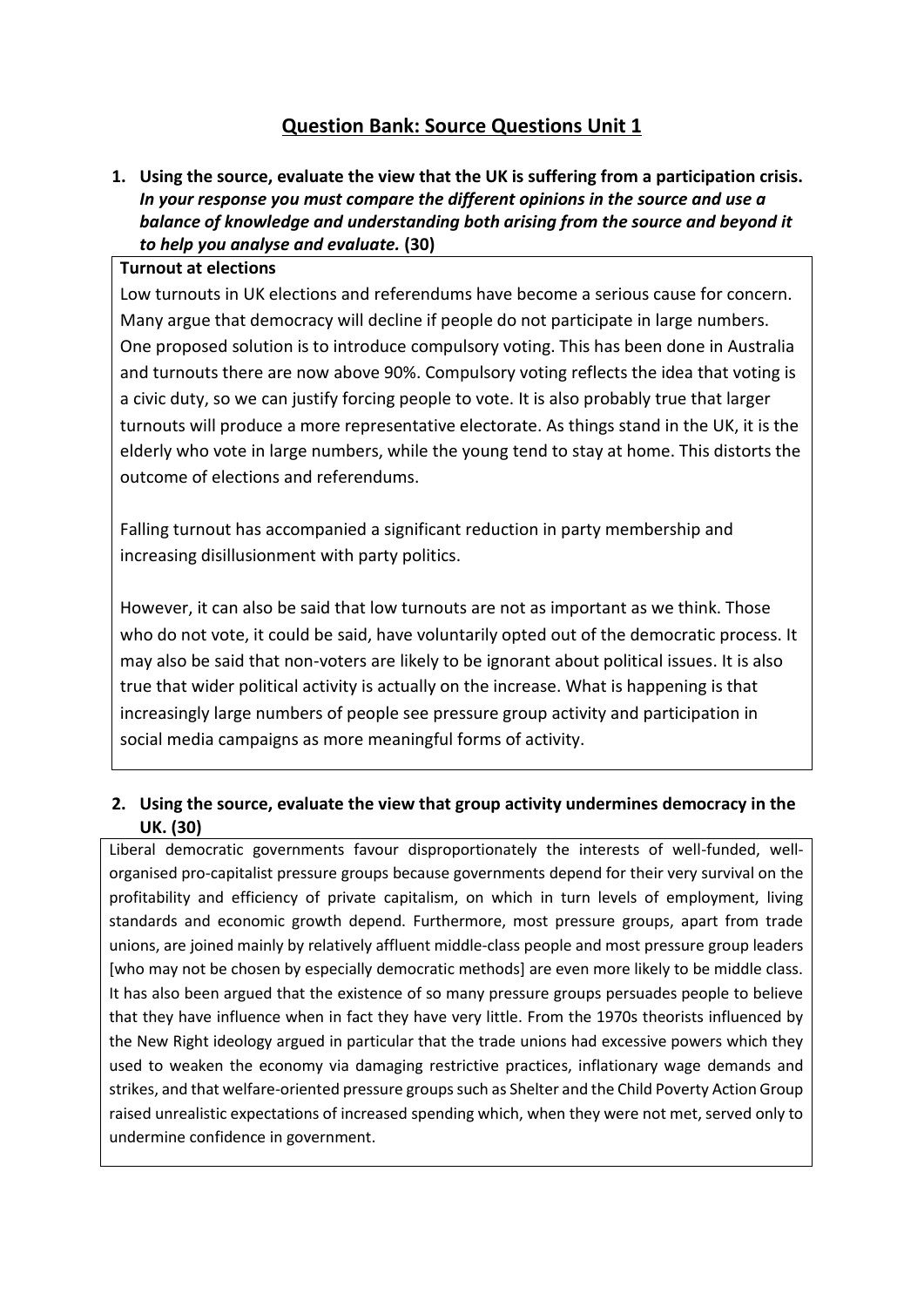# Question Bank: Source Questions Unit 1

1. **Using the source, evaluate the view that the UK is suffering from a participation crisis.** ***In your response you must compare the different opinions in the source and use a balance of knowledge and understanding both arising from the source and beyond it to help you analyse and evaluate.*** **(30)**

**Turnout at elections**

Low turnouts in UK elections and referendums have become a serious cause for concern. Many argue that democracy will decline if people do not participate in large numbers. One proposed solution is to introduce compulsory voting. This has been done in Australia and turnouts there are now above 90%. Compulsory voting reflects the idea that voting is a civic duty, so we can justify forcing people to vote. It is also probably true that larger turnouts will produce a more representative electorate. As things stand in the UK, it is the elderly who vote in large numbers, while the young tend to stay at home. This distorts the outcome of elections and referendums.

Falling turnout has accompanied a significant reduction in party membership and increasing disillusionment with party politics.

However, it can also be said that low turnouts are not as important as we think. Those who do not vote, it could be said, have voluntarily opted out of the democratic process. It may also be said that non-voters are likely to be ignorant about political issues. It is also true that wider political activity is actually on the increase. What is happening is that increasingly large numbers of people see pressure group activity and participation in social media campaigns as more meaningful forms of activity.

2. **Using the source, evaluate the view that group activity undermines democracy in the UK. (30)**

Liberal democratic governments favour disproportionately the interests of well-funded, well-organised pro-capitalist pressure groups because governments depend for their very survival on the profitability and efficiency of private capitalism, on which in turn levels of employment, living standards and economic growth depend. Furthermore, most pressure groups, apart from trade unions, are joined mainly by relatively affluent middle-class people and most pressure group leaders [who may not be chosen by especially democratic methods] are even more likely to be middle class. It has also been argued that the existence of so many pressure groups persuades people to believe that they have influence when in fact they have very little. From the 1970s theorists influenced by the New Right ideology argued in particular that the trade unions had excessive powers which they used to weaken the economy via damaging restrictive practices, inflationary wage demands and strikes, and that welfare-oriented pressure groups such as Shelter and the Child Poverty Action Group raised unrealistic expectations of increased spending which, when they were not met, served only to undermine confidence in government.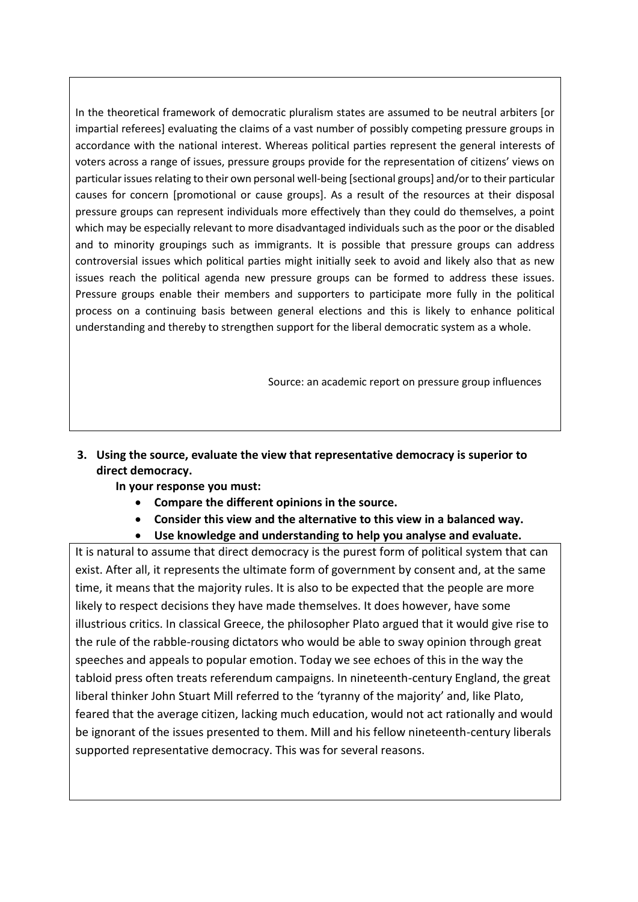In the theoretical framework of democratic pluralism states are assumed to be neutral arbiters [or impartial referees] evaluating the claims of a vast number of possibly competing pressure groups in accordance with the national interest. Whereas political parties represent the general interests of voters across a range of issues, pressure groups provide for the representation of citizens' views on particular issues relating to their own personal well-being [sectional groups] and/or to their particular causes for concern [promotional or cause groups]. As a result of the resources at their disposal pressure groups can represent individuals more effectively than they could do themselves, a point which may be especially relevant to more disadvantaged individuals such as the poor or the disabled and to minority groupings such as immigrants. It is possible that pressure groups can address controversial issues which political parties might initially seek to avoid and likely also that as new issues reach the political agenda new pressure groups can be formed to address these issues. Pressure groups enable their members and supporters to participate more fully in the political process on a continuing basis between general elections and this is likely to enhance political understanding and thereby to strengthen support for the liberal democratic system as a whole.

Source: an academic report on pressure group influences

**3. Using the source, evaluate the view that representative democracy is superior to direct democracy.**

**In your response you must:**

- **Compare the different opinions in the source.**
- **Consider this view and the alternative to this view in a balanced way.**
- **Use knowledge and understanding to help you analyse and evaluate.**

It is natural to assume that direct democracy is the purest form of political system that can exist. After all, it represents the ultimate form of government by consent and, at the same time, it means that the majority rules. It is also to be expected that the people are more likely to respect decisions they have made themselves. It does however, have some illustrious critics. In classical Greece, the philosopher Plato argued that it would give rise to the rule of the rabble-rousing dictators who would be able to sway opinion through great speeches and appeals to popular emotion. Today we see echoes of this in the way the tabloid press often treats referendum campaigns. In nineteenth-century England, the great liberal thinker John Stuart Mill referred to the 'tyranny of the majority' and, like Plato, feared that the average citizen, lacking much education, would not act rationally and would be ignorant of the issues presented to them. Mill and his fellow nineteenth-century liberals supported representative democracy. This was for several reasons.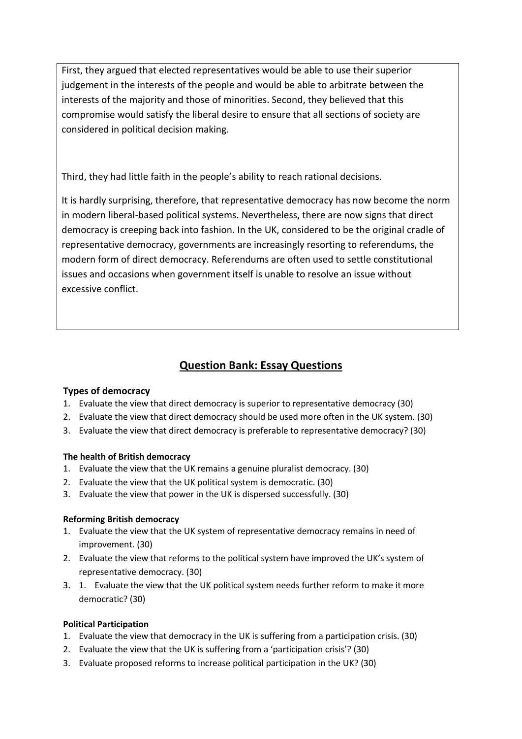First, they argued that elected representatives would be able to use their superior judgement in the interests of the people and would be able to arbitrate between the interests of the majority and those of minorities. Second, they believed that this compromise would satisfy the liberal desire to ensure that all sections of society are considered in political decision making.

Third, they had little faith in the people's ability to reach rational decisions.

It is hardly surprising, therefore, that representative democracy has now become the norm in modern liberal-based political systems. Nevertheless, there are now signs that direct democracy is creeping back into fashion. In the UK, considered to be the original cradle of representative democracy, governments are increasingly resorting to referendums, the modern form of direct democracy. Referendums are often used to settle constitutional issues and occasions when government itself is unable to resolve an issue without excessive conflict.

## Question Bank: Essay Questions

### Types of democracy

1. Evaluate the view that direct democracy is superior to representative democracy (30)
2. Evaluate the view that direct democracy should be used more often in the UK system. (30)
3. Evaluate the view that direct democracy is preferable to representative democracy? (30)

### The health of British democracy

1. Evaluate the view that the UK remains a genuine pluralist democracy. (30)
2. Evaluate the view that the UK political system is democratic. (30)
3. Evaluate the view that power in the UK is dispersed successfully. (30)

### Reforming British democracy

1. Evaluate the view that the UK system of representative democracy remains in need of improvement. (30)
2. Evaluate the view that reforms to the political system have improved the UK's system of representative democracy. (30)
3. 1. Evaluate the view that the UK political system needs further reform to make it more democratic? (30)

### Political Participation

1. Evaluate the view that democracy in the UK is suffering from a participation crisis. (30)
2. Evaluate the view that the UK is suffering from a 'participation crisis'? (30)
3. Evaluate proposed reforms to increase political participation in the UK? (30)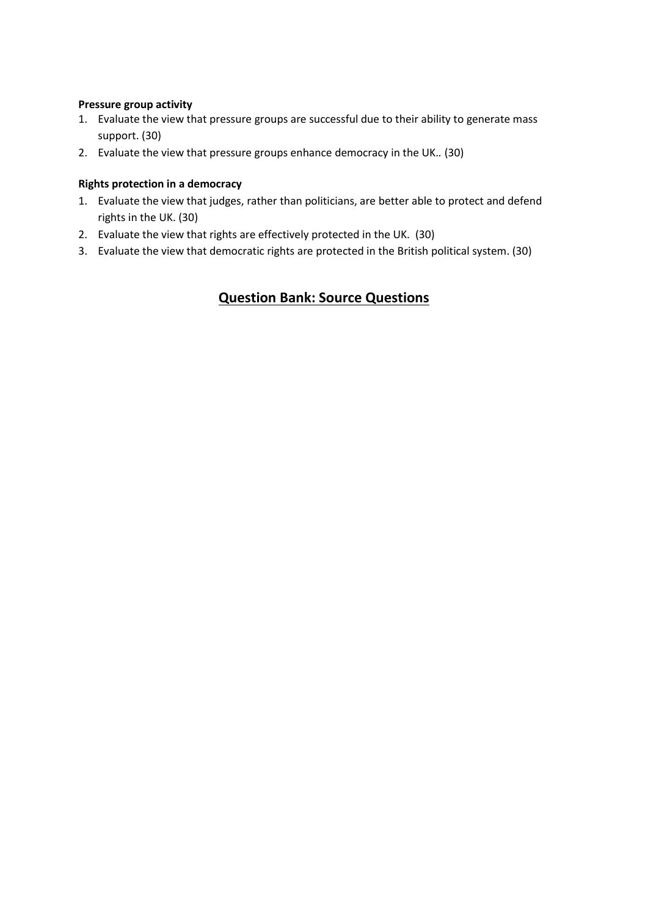**Pressure group activity**

1. Evaluate the view that pressure groups are successful due to their ability to generate mass support. (30)
2. Evaluate the view that pressure groups enhance democracy in the UK.. (30)

**Rights protection in a democracy**

1. Evaluate the view that judges, rather than politicians, are better able to protect and defend rights in the UK. (30)
2. Evaluate the view that rights are effectively protected in the UK. (30)
3. Evaluate the view that democratic rights are protected in the British political system. (30)

## Question Bank: Source Questions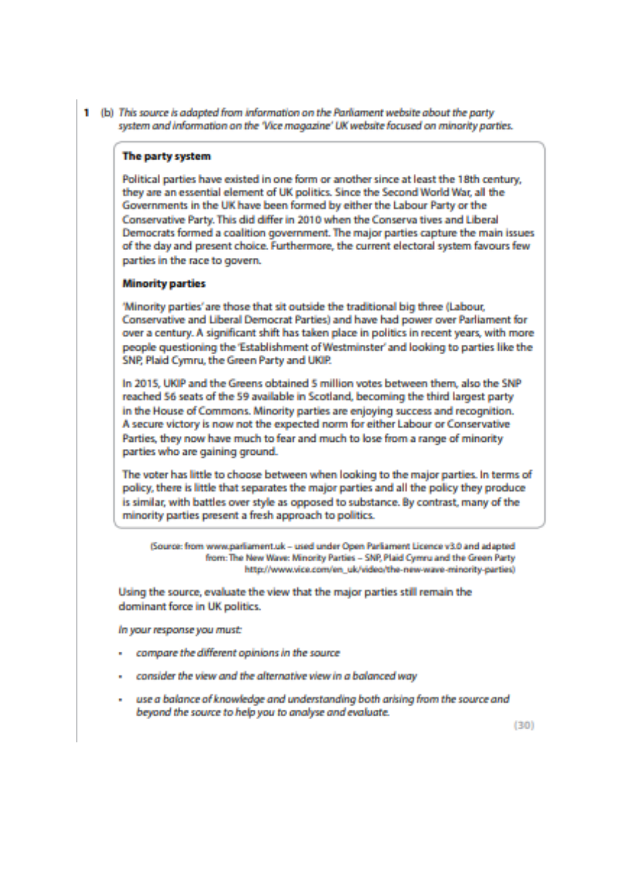1 (b) *This source is adapted from information on the Parliament website about the party system and information on the 'Vice magazine' UK website focused on minority parties.*

**The party system**

Political parties have existed in one form or another since at least the 18th century, they are an essential element of UK politics. Since the Second World War, all the Governments in the UK have been formed by either the Labour Party or the Conservative Party. This did differ in 2010 when the Conserva tives and Liberal Democrats formed a coalition government. The major parties capture the main issues of the day and present choice. Furthermore, the current electoral system favours few parties in the race to govern.

**Minority parties**

'Minority parties' are those that sit outside the traditional big three (Labour, Conservative and Liberal Democrat Parties) and have had power over Parliament for over a century. A significant shift has taken place in politics in recent years, with more people questioning the 'Establishment of Westminster' and looking to parties like the SNP, Plaid Cymru, the Green Party and UKIP.

In 2015, UKIP and the Greens obtained 5 million votes between them, also the SNP reached 56 seats of the 59 available in Scotland, becoming the third largest party in the House of Commons. Minority parties are enjoying success and recognition. A secure victory is now not the expected norm for either Labour or Conservative Parties, they now have much to fear and much to lose from a range of minority parties who are gaining ground.

The voter has little to choose between when looking to the major parties. In terms of policy, there is little that separates the major parties and all the policy they produce is similar, with battles over style as opposed to substance. By contrast, many of the minority parties present a fresh approach to politics.

(Source: from www.parliament.uk – used under Open Parliament Licence v3.0 and adapted from: The New Wave: Minority Parties – SNP, Plaid Cymru and the Green Party http://www.vice.com/en_uk/video/the-new-wave-minority-parties)

Using the source, evaluate the view that the major parties still remain the dominant force in UK politics.

*In your response you must:*

- *compare the different opinions in the source*
- *consider the view and the alternative view in a balanced way*
- *use a balance of knowledge and understanding both arising from the source and beyond the source to help you to analyse and evaluate.*

(30)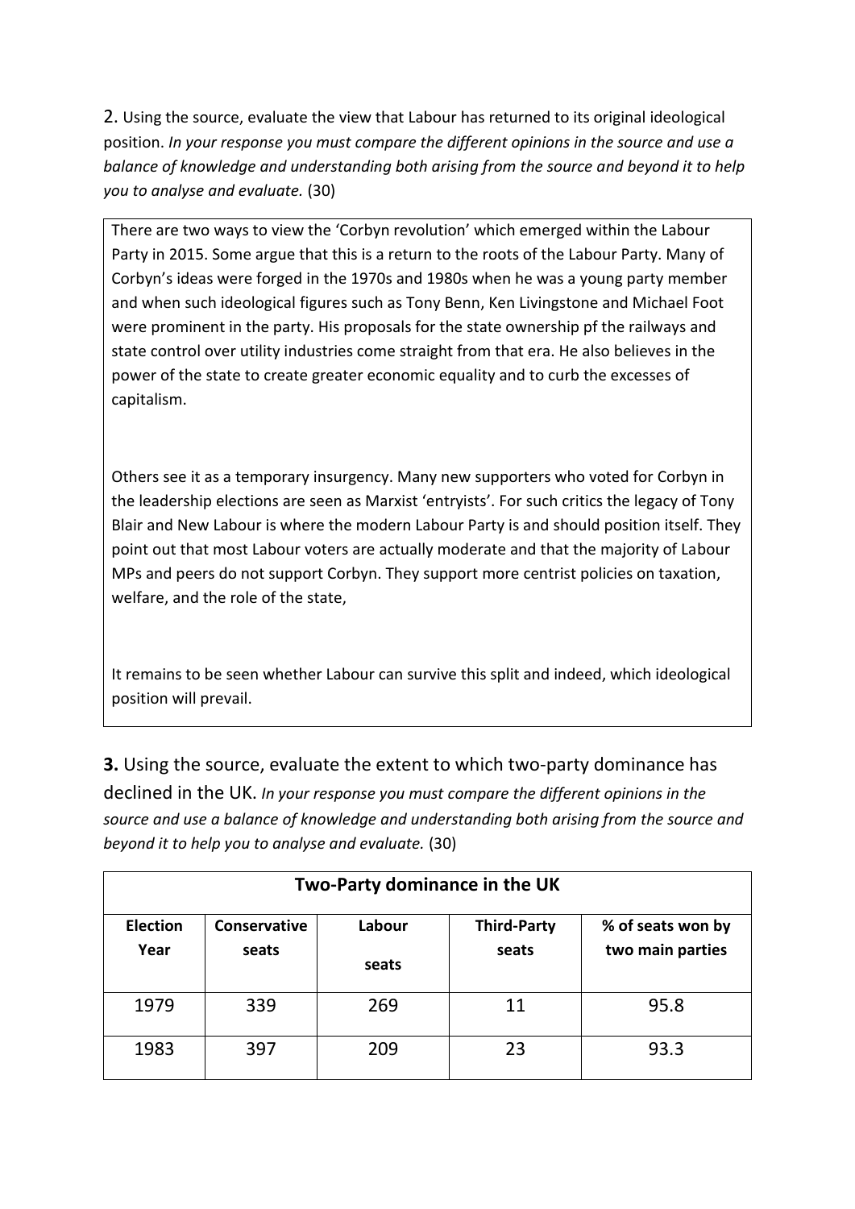2. Using the source, evaluate the view that Labour has returned to its original ideological position. *In your response you must compare the different opinions in the source and use a balance of knowledge and understanding both arising from the source and beyond it to help you to analyse and evaluate.* (30)

> There are two ways to view the 'Corbyn revolution' which emerged within the Labour Party in 2015. Some argue that this is a return to the roots of the Labour Party. Many of Corbyn's ideas were forged in the 1970s and 1980s when he was a young party member and when such ideological figures such as Tony Benn, Ken Livingstone and Michael Foot were prominent in the party. His proposals for the state ownership pf the railways and state control over utility industries come straight from that era. He also believes in the power of the state to create greater economic equality and to curb the excesses of capitalism.
>
> Others see it as a temporary insurgency. Many new supporters who voted for Corbyn in the leadership elections are seen as Marxist 'entryists'. For such critics the legacy of Tony Blair and New Labour is where the modern Labour Party is and should position itself. They point out that most Labour voters are actually moderate and that the majority of Labour MPs and peers do not support Corbyn. They support more centrist policies on taxation, welfare, and the role of the state,
>
> It remains to be seen whether Labour can survive this split and indeed, which ideological position will prevail.

**3.** Using the source, evaluate the extent to which two-party dominance has declined in the UK. *In your response you must compare the different opinions in the source and use a balance of knowledge and understanding both arising from the source and beyond it to help you to analyse and evaluate.* (30)

**Two-Party dominance in the UK**

| Election Year | Conservative seats | Labour seats | Third-Party seats | % of seats won by two main parties |
|---|---|---|---|---|
| 1979 | 339 | 269 | 11 | 95.8 |
| 1983 | 397 | 209 | 23 | 93.3 |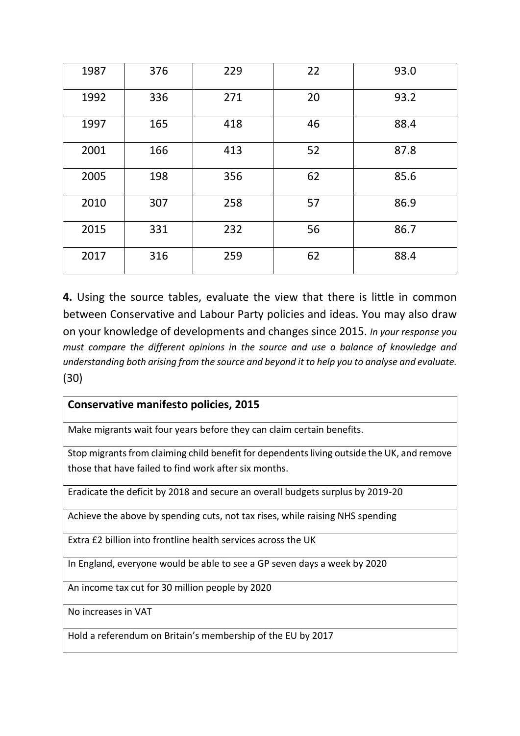| | | | | |
|---|---|---|---|---|
| 1987 | 376 | 229 | 22 | 93.0 |
| 1992 | 336 | 271 | 20 | 93.2 |
| 1997 | 165 | 418 | 46 | 88.4 |
| 2001 | 166 | 413 | 52 | 87.8 |
| 2005 | 198 | 356 | 62 | 85.6 |
| 2010 | 307 | 258 | 57 | 86.9 |
| 2015 | 331 | 232 | 56 | 86.7 |
| 2017 | 316 | 259 | 62 | 88.4 |

**4.** Using the source tables, evaluate the view that there is little in common between Conservative and Labour Party policies and ideas. You may also draw on your knowledge of developments and changes since 2015. *In your response you must compare the different opinions in the source and use a balance of knowledge and understanding both arising from the source and beyond it to help you to analyse and evaluate.* (30)

| **Conservative manifesto policies, 2015** |
|---|
| Make migrants wait four years before they can claim certain benefits. |
| Stop migrants from claiming child benefit for dependents living outside the UK, and remove those that have failed to find work after six months. |
| Eradicate the deficit by 2018 and secure an overall budgets surplus by 2019-20 |
| Achieve the above by spending cuts, not tax rises, while raising NHS spending |
| Extra £2 billion into frontline health services across the UK |
| In England, everyone would be able to see a GP seven days a week by 2020 |
| An income tax cut for 30 million people by 2020 |
| No increases in VAT |
| Hold a referendum on Britain's membership of the EU by 2017 |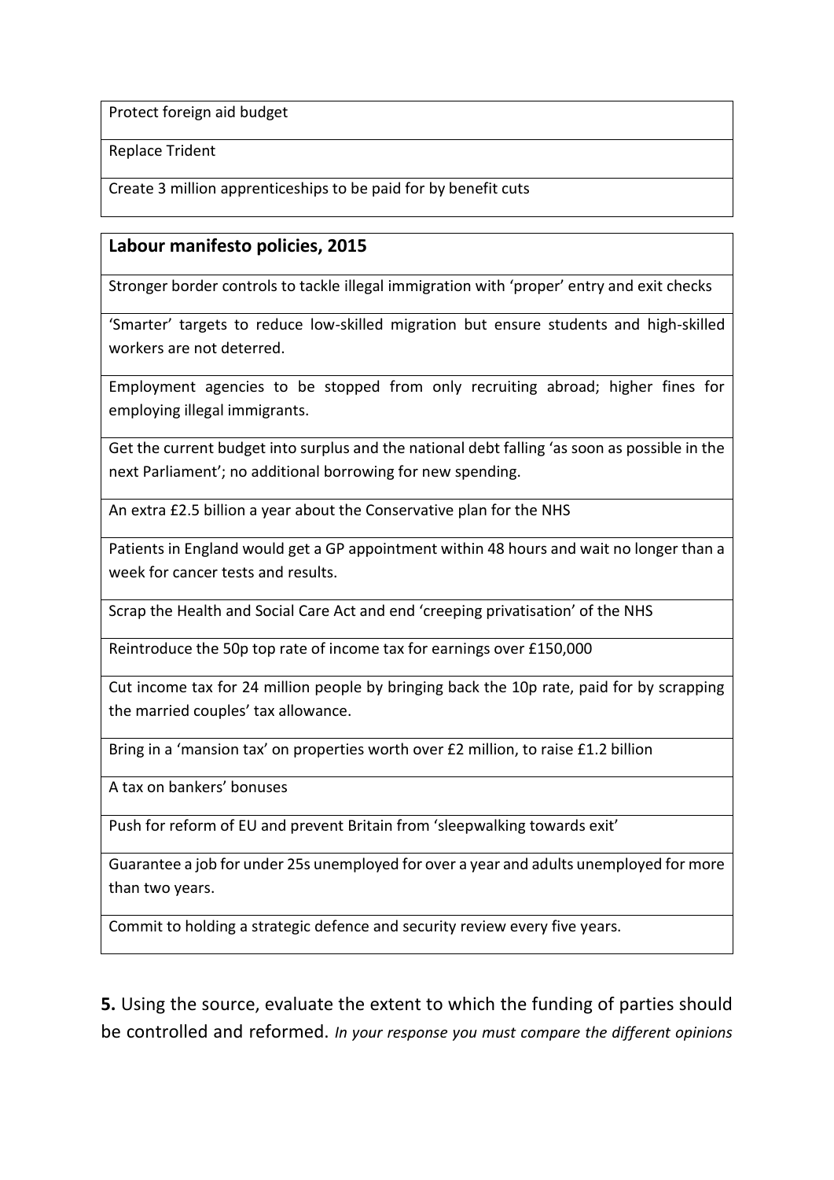| Protect foreign aid budget |
| --- |
| Replace Trident |
| Create 3 million apprenticeships to be paid for by benefit cuts |

| **Labour manifesto policies, 2015** |
| --- |
| Stronger border controls to tackle illegal immigration with 'proper' entry and exit checks |
| 'Smarter' targets to reduce low-skilled migration but ensure students and high-skilled workers are not deterred. |
| Employment agencies to be stopped from only recruiting abroad; higher fines for employing illegal immigrants. |
| Get the current budget into surplus and the national debt falling 'as soon as possible in the next Parliament'; no additional borrowing for new spending. |
| An extra £2.5 billion a year about the Conservative plan for the NHS |
| Patients in England would get a GP appointment within 48 hours and wait no longer than a week for cancer tests and results. |
| Scrap the Health and Social Care Act and end 'creeping privatisation' of the NHS |
| Reintroduce the 50p top rate of income tax for earnings over £150,000 |
| Cut income tax for 24 million people by bringing back the 10p rate, paid for by scrapping the married couples' tax allowance. |
| Bring in a 'mansion tax' on properties worth over £2 million, to raise £1.2 billion |
| A tax on bankers' bonuses |
| Push for reform of EU and prevent Britain from 'sleepwalking towards exit' |
| Guarantee a job for under 25s unemployed for over a year and adults unemployed for more than two years. |
| Commit to holding a strategic defence and security review every five years. |

**5.** Using the source, evaluate the extent to which the funding of parties should be controlled and reformed. *In your response you must compare the different opinions*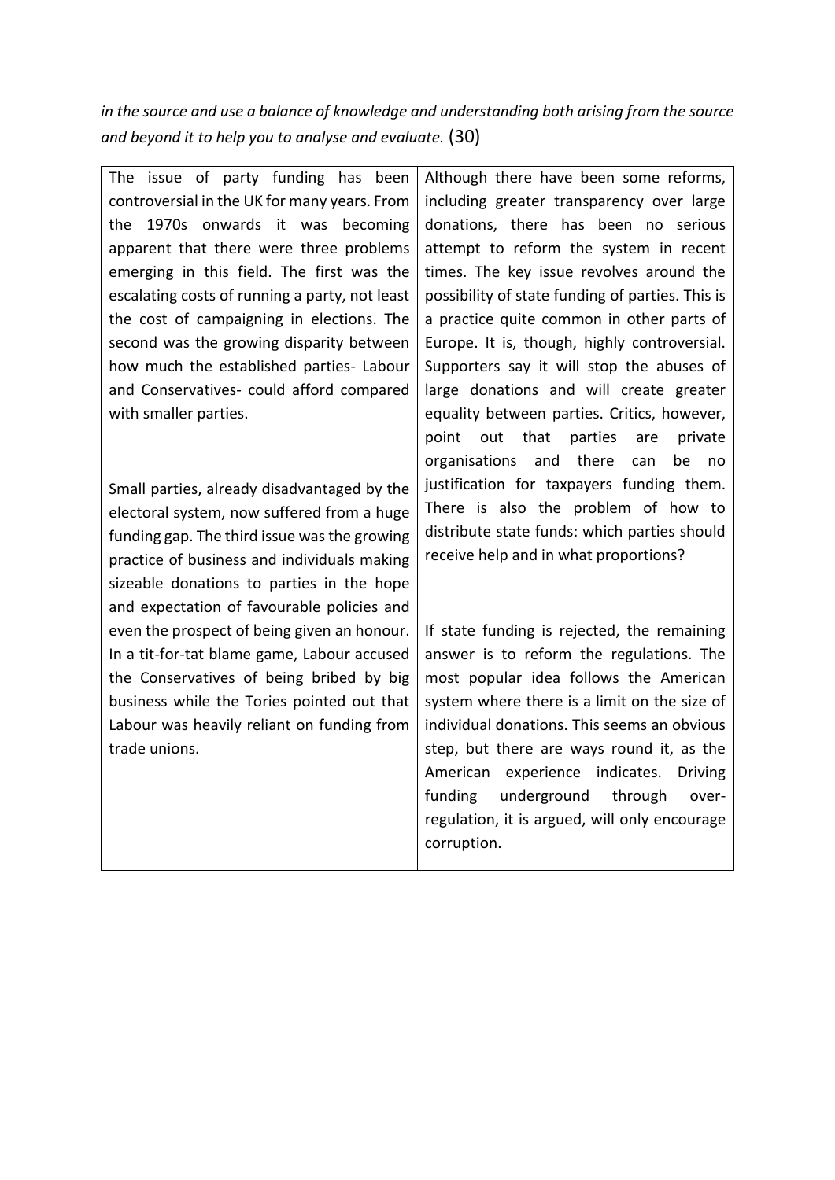*in the source and use a balance of knowledge and understanding both arising from the source and beyond it to help you to analyse and evaluate.* (30)

The issue of party funding has been controversial in the UK for many years. From the 1970s onwards it was becoming apparent that there were three problems emerging in this field. The first was the escalating costs of running a party, not least the cost of campaigning in elections. The second was the growing disparity between how much the established parties- Labour and Conservatives- could afford compared with smaller parties.

Small parties, already disadvantaged by the electoral system, now suffered from a huge funding gap. The third issue was the growing practice of business and individuals making sizeable donations to parties in the hope and expectation of favourable policies and even the prospect of being given an honour. In a tit-for-tat blame game, Labour accused the Conservatives of being bribed by big business while the Tories pointed out that Labour was heavily reliant on funding from trade unions.

Although there have been some reforms, including greater transparency over large donations, there has been no serious attempt to reform the system in recent times. The key issue revolves around the possibility of state funding of parties. This is a practice quite common in other parts of Europe. It is, though, highly controversial. Supporters say it will stop the abuses of large donations and will create greater equality between parties. Critics, however, point out that parties are private organisations and there can be no justification for taxpayers funding them. There is also the problem of how to distribute state funds: which parties should receive help and in what proportions?

If state funding is rejected, the remaining answer is to reform the regulations. The most popular idea follows the American system where there is a limit on the size of individual donations. This seems an obvious step, but there are ways round it, as the American experience indicates. Driving funding underground through over-regulation, it is argued, will only encourage corruption.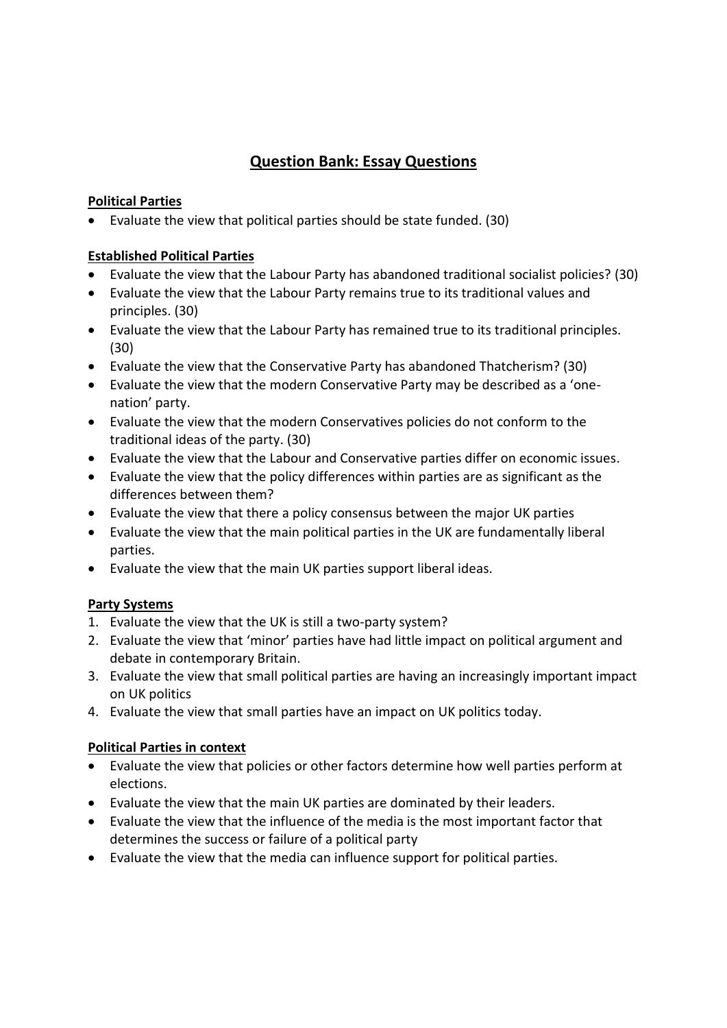# Question Bank: Essay Questions

**Political Parties**

- Evaluate the view that political parties should be state funded. (30)

**Established Political Parties**

- Evaluate the view that the Labour Party has abandoned traditional socialist policies? (30)
- Evaluate the view that the Labour Party remains true to its traditional values and principles. (30)
- Evaluate the view that the Labour Party has remained true to its traditional principles. (30)
- Evaluate the view that the Conservative Party has abandoned Thatcherism? (30)
- Evaluate the view that the modern Conservative Party may be described as a 'one-nation' party.
- Evaluate the view that the modern Conservatives policies do not conform to the traditional ideas of the party. (30)
- Evaluate the view that the Labour and Conservative parties differ on economic issues.
- Evaluate the view that the policy differences within parties are as significant as the differences between them?
- Evaluate the view that there a policy consensus between the major UK parties
- Evaluate the view that the main political parties in the UK are fundamentally liberal parties.
- Evaluate the view that the main UK parties support liberal ideas.

**Party Systems**

1. Evaluate the view that the UK is still a two-party system?
2. Evaluate the view that 'minor' parties have had little impact on political argument and debate in contemporary Britain.
3. Evaluate the view that small political parties are having an increasingly important impact on UK politics
4. Evaluate the view that small parties have an impact on UK politics today.

**Political Parties in context**

- Evaluate the view that policies or other factors determine how well parties perform at elections.
- Evaluate the view that the main UK parties are dominated by their leaders.
- Evaluate the view that the influence of the media is the most important factor that determines the success or failure of a political party
- Evaluate the view that the media can influence support for political parties.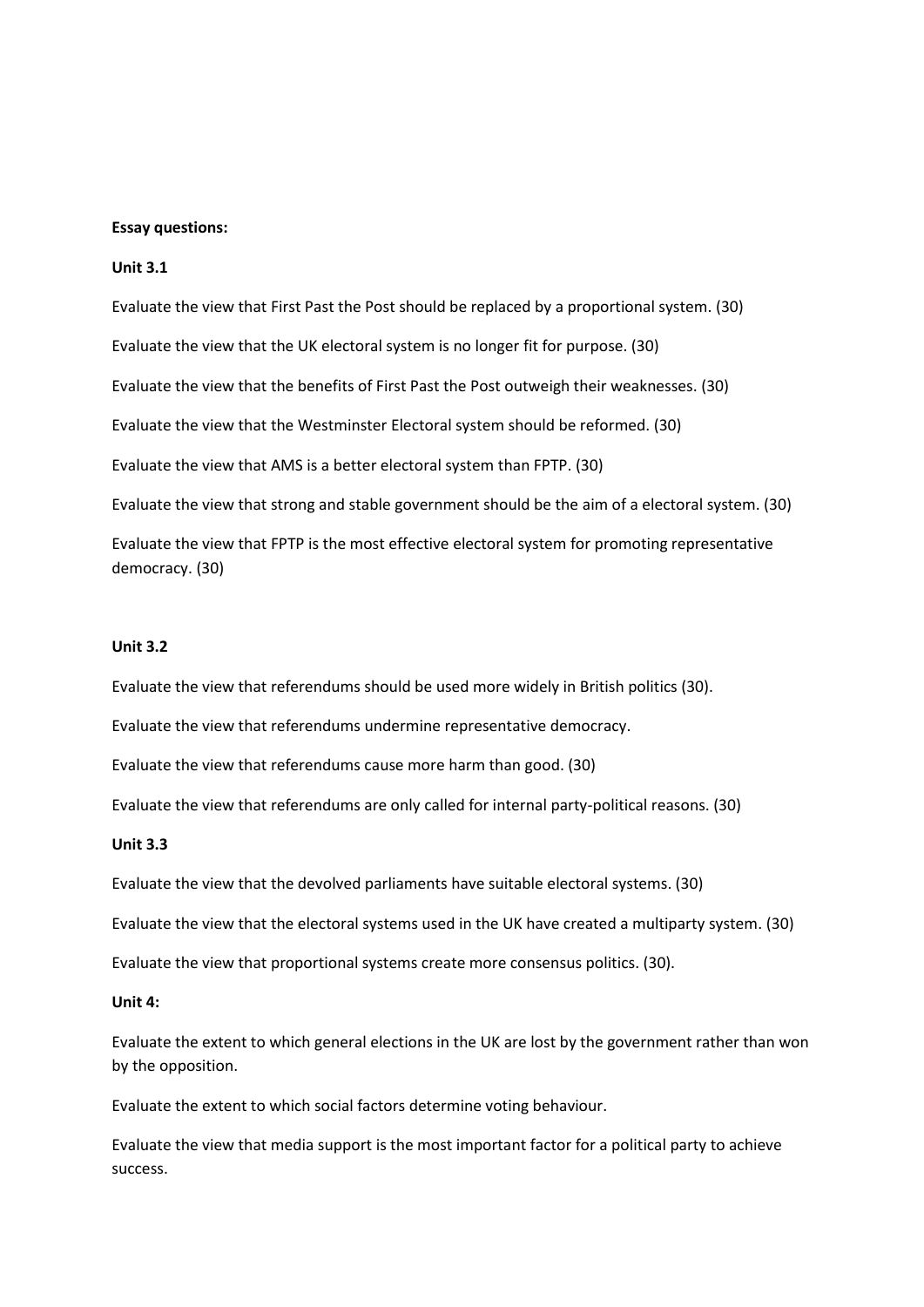**Essay questions:**

**Unit 3.1**

Evaluate the view that First Past the Post should be replaced by a proportional system. (30)

Evaluate the view that the UK electoral system is no longer fit for purpose. (30)

Evaluate the view that the benefits of First Past the Post outweigh their weaknesses. (30)

Evaluate the view that the Westminster Electoral system should be reformed. (30)

Evaluate the view that AMS is a better electoral system than FPTP. (30)

Evaluate the view that strong and stable government should be the aim of a electoral system. (30)

Evaluate the view that FPTP is the most effective electoral system for promoting representative democracy. (30)

**Unit 3.2**

Evaluate the view that referendums should be used more widely in British politics (30).

Evaluate the view that referendums undermine representative democracy.

Evaluate the view that referendums cause more harm than good. (30)

Evaluate the view that referendums are only called for internal party-political reasons. (30)

**Unit 3.3**

Evaluate the view that the devolved parliaments have suitable electoral systems. (30)

Evaluate the view that the electoral systems used in the UK have created a multiparty system. (30)

Evaluate the view that proportional systems create more consensus politics. (30).

**Unit 4:**

Evaluate the extent to which general elections in the UK are lost by the government rather than won by the opposition.

Evaluate the extent to which social factors determine voting behaviour.

Evaluate the view that media support is the most important factor for a political party to achieve success.